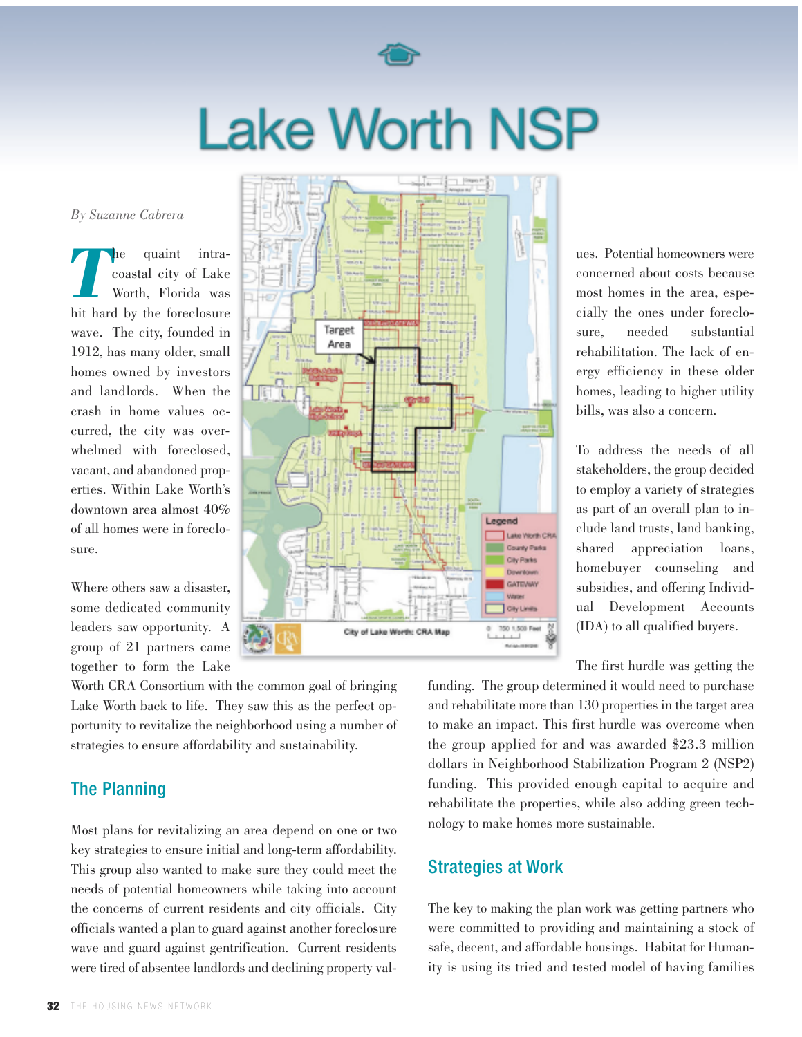# Lake Worth NSP

*By Suzanne Cabrera*

The quaint intracoastal city of Lake Worth, Florida was hit hard by the foreclosure wave. The city, founded in 1912, has many older, small homes owned by investors and landlords. When the crash in home values occurred, the city was overwhelmed with foreclosed, vacant, and abandoned properties. Within Lake Worth's downtown area almost 40% of all homes were in foreclosure.

Where others saw a disaster, some dedicated community leaders saw opportunity. A group of 21 partners came together to form the Lake Worth CRA Consortium with the common goal of bringing Lake Worth back to life. They saw this as the perfect opportunity to revitalize the neighborhood using a number of strategies to ensure affordability and sustainability.

## The Planning

Most plans for revitalizing an area depend on one or two key strategies to ensure initial and long-term affordability. This group also wanted to make sure they could meet the needs of potential homeowners while taking into account the concerns of current residents and city officials. City officials wanted a plan to guard against another foreclosure wave and guard against gentrification. Current residents were tired of absentee landlords and declining property values. Potential homeowners were concerned about costs because most homes in the area, especially the ones under foreclosure, needed substantial rehabilitation. The lack of energy efficiency in these older homes, leading to higher utility bills, was also a concern.

To address the needs of all stakeholders, the group decided to employ a variety of strategies as part of an overall plan to include land trusts, land banking, shared appreciation loans, homebuyer counseling and subsidies, and offering Individual Development Accounts (IDA) to all qualified buyers.

The first hurdle was getting the funding. The group determined it would need to purchase and rehabilitate more than 130 properties in the target area to make an impact. This first hurdle was overcome when the group applied for and was awarded $23.3 million dollars in Neighborhood Stabilization Program 2 (NSP2) funding. This provided enough capital to acquire and rehabilitate the properties, while also adding green technology to make homes more sustainable.

## Strategies at Work

The key to making the plan work was getting partners who were committed to providing and maintaining a stock of safe, decent, and affordable housings. Habitat for Humanity is using its tried and tested model of having families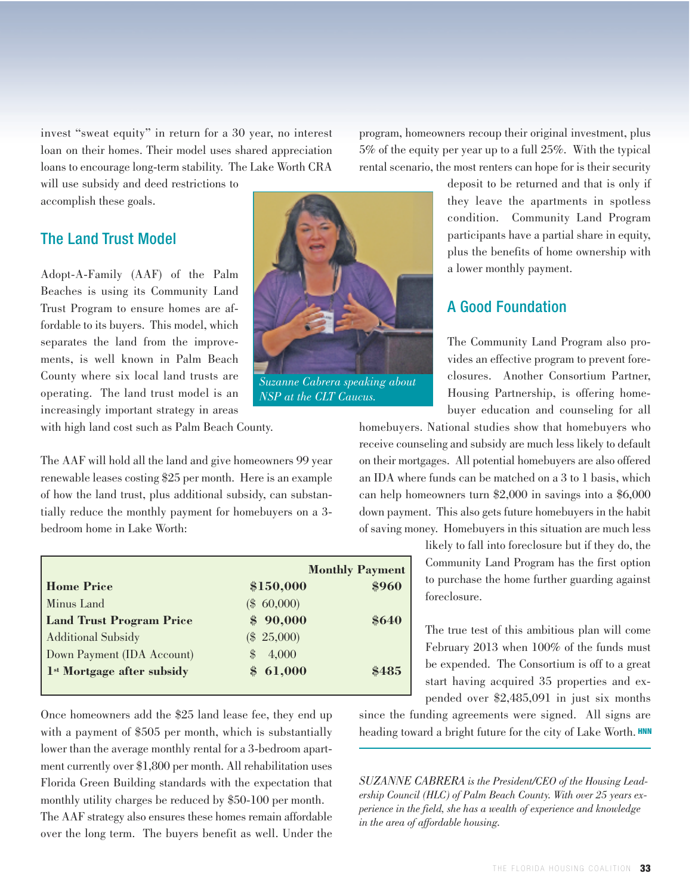invest "sweat equity" in return for a 30 year, no interest loan on their homes. Their model uses shared appreciation loans to encourage long-term stability. The Lake Worth CRA will use subsidy and deed restrictions to accomplish these goals.

## The Land Trust Model

Adopt-A-Family (AAF) of the Palm Beaches is using its Community Land Trust Program to ensure homes are affordable to its buyers. This model, which separates the land from the improvements, is well known in Palm Beach County where six local land trusts are operating. The land trust model is an increasingly important strategy in areas with high land cost such as Palm Beach County.

*Suzanne Cabrera speaking about NSP at the CLT Caucus.*

The AAF will hold all the land and give homeowners 99 year renewable leases costing $25 per month. Here is an example of how the land trust, plus additional subsidy, can substantially reduce the monthly payment for homebuyers on a 3-bedroom home in Lake Worth:

| | | Monthly Payment |
|---|---|---|
| **Home Price** | **$150,000** | **$960** |
| Minus Land | ($ 60,000) | |
| **Land Trust Program Price** | **$ 90,000** | **$640** |
| Additional Subsidy | ($ 25,000) | |
| Down Payment (IDA Account) | $ 4,000 | |
| **1st Mortgage after subsidy** | **$ 61,000** | **$485** |

Once homeowners add the $25 land lease fee, they end up with a payment of $505 per month, which is substantially lower than the average monthly rental for a 3-bedroom apartment currently over $1,800 per month. All rehabilitation uses Florida Green Building standards with the expectation that monthly utility charges be reduced by $50-100 per month.

The AAF strategy also ensures these homes remain affordable over the long term. The buyers benefit as well. Under the program, homeowners recoup their original investment, plus 5% of the equity per year up to a full 25%. With the typical rental scenario, the most renters can hope for is their security deposit to be returned and that is only if they leave the apartments in spotless condition. Community Land Program participants have a partial share in equity, plus the benefits of home ownership with a lower monthly payment.

## A Good Foundation

The Community Land Program also provides an effective program to prevent foreclosures. Another Consortium Partner, Housing Partnership, is offering homebuyer education and counseling for all homebuyers. National studies show that homebuyers who receive counseling and subsidy are much less likely to default on their mortgages. All potential homebuyers are also offered an IDA where funds can be matched on a 3 to 1 basis, which can help homeowners turn $2,000 in savings into a $6,000 down payment. This also gets future homebuyers in the habit of saving money. Homebuyers in this situation are much less likely to fall into foreclosure but if they do, the Community Land Program has the first option to purchase the home further guarding against foreclosure.

The true test of this ambitious plan will come February 2013 when 100% of the funds must be expended. The Consortium is off to a great start having acquired 35 properties and expended over $2,485,091 in just six months since the funding agreements were signed. All signs are heading toward a bright future for the city of Lake Worth. HNN

*SUZANNE CABRERA is the President/CEO of the Housing Leadership Council (HLC) of Palm Beach County. With over 25 years experience in the field, she has a wealth of experience and knowledge in the area of affordable housing.*